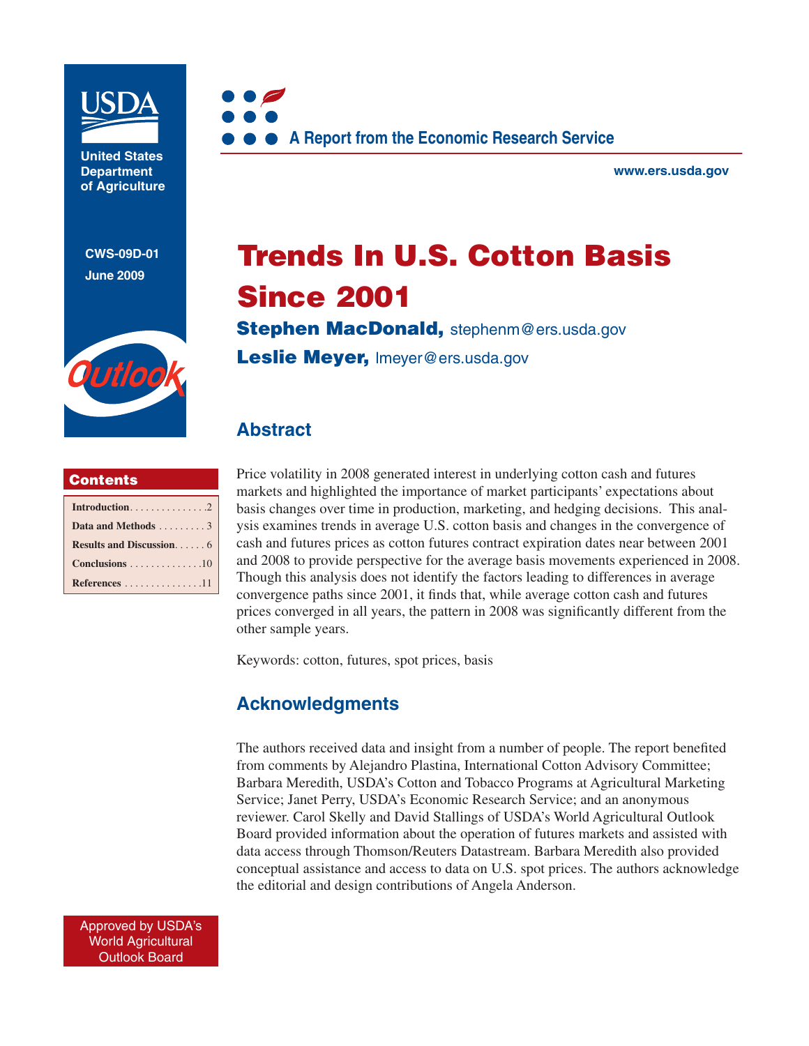United States Department of Agriculture

CWS-09D-01
June 2009

Outlook

A Report from the Economic Research Service

www.ers.usda.gov

# Trends In U.S. Cotton Basis Since 2001

**Stephen MacDonald,** stephenm@ers.usda.gov
**Leslie Meyer,** lmeyer@ers.usda.gov

## Contents

| | |
|---|---|
| Introduction | 2 |
| Data and Methods | 3 |
| Results and Discussion | 6 |
| Conclusions | 10 |
| References | 11 |

## Abstract

Price volatility in 2008 generated interest in underlying cotton cash and futures markets and highlighted the importance of market participants' expectations about basis changes over time in production, marketing, and hedging decisions. This analysis examines trends in average U.S. cotton basis and changes in the convergence of cash and futures prices as cotton futures contract expiration dates near between 2001 and 2008 to provide perspective for the average basis movements experienced in 2008. Though this analysis does not identify the factors leading to differences in average convergence paths since 2001, it finds that, while average cotton cash and futures prices converged in all years, the pattern in 2008 was significantly different from the other sample years.

Keywords: cotton, futures, spot prices, basis

## Acknowledgments

The authors received data and insight from a number of people. The report benefited from comments by Alejandro Plastina, International Cotton Advisory Committee; Barbara Meredith, USDA's Cotton and Tobacco Programs at Agricultural Marketing Service; Janet Perry, USDA's Economic Research Service; and an anonymous reviewer. Carol Skelly and David Stallings of USDA's World Agricultural Outlook Board provided information about the operation of futures markets and assisted with data access through Thomson/Reuters Datastream. Barbara Meredith also provided conceptual assistance and access to data on U.S. spot prices. The authors acknowledge the editorial and design contributions of Angela Anderson.

Approved by USDA's World Agricultural Outlook Board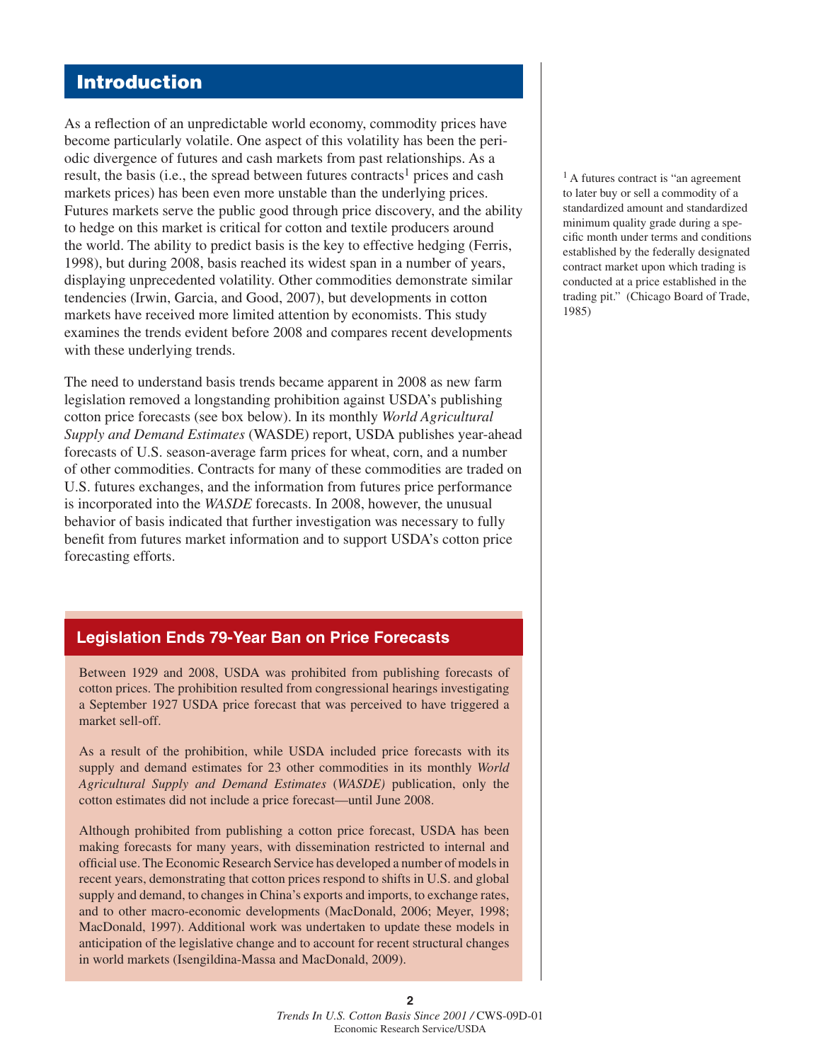## Introduction

As a reflection of an unpredictable world economy, commodity prices have become particularly volatile. One aspect of this volatility has been the periodic divergence of futures and cash markets from past relationships. As a result, the basis (i.e., the spread between futures contracts[1] prices and cash markets prices) has been even more unstable than the underlying prices. Futures markets serve the public good through price discovery, and the ability to hedge on this market is critical for cotton and textile producers around the world. The ability to predict basis is the key to effective hedging (Ferris, 1998), but during 2008, basis reached its widest span in a number of years, displaying unprecedented volatility. Other commodities demonstrate similar tendencies (Irwin, Garcia, and Good, 2007), but developments in cotton markets have received more limited attention by economists. This study examines the trends evident before 2008 and compares recent developments with these underlying trends.

The need to understand basis trends became apparent in 2008 as new farm legislation removed a longstanding prohibition against USDA's publishing cotton price forecasts (see box below). In its monthly *World Agricultural Supply and Demand Estimates* (WASDE) report, USDA publishes year-ahead forecasts of U.S. season-average farm prices for wheat, corn, and a number of other commodities. Contracts for many of these commodities are traded on U.S. futures exchanges, and the information from futures price performance is incorporated into the *WASDE* forecasts. In 2008, however, the unusual behavior of basis indicated that further investigation was necessary to fully benefit from futures market information and to support USDA's cotton price forecasting efforts.

[1] A futures contract is "an agreement to later buy or sell a commodity of a standardized amount and standardized minimum quality grade during a specific month under terms and conditions established by the federally designated contract market upon which trading is conducted at a price established in the trading pit." (Chicago Board of Trade, 1985)

### Legislation Ends 79-Year Ban on Price Forecasts

Between 1929 and 2008, USDA was prohibited from publishing forecasts of cotton prices. The prohibition resulted from congressional hearings investigating a September 1927 USDA price forecast that was perceived to have triggered a market sell-off.

As a result of the prohibition, while USDA included price forecasts with its supply and demand estimates for 23 other commodities in its monthly *World Agricultural Supply and Demand Estimates* (*WASDE)* publication, only the cotton estimates did not include a price forecast—until June 2008.

Although prohibited from publishing a cotton price forecast, USDA has been making forecasts for many years, with dissemination restricted to internal and official use. The Economic Research Service has developed a number of models in recent years, demonstrating that cotton prices respond to shifts in U.S. and global supply and demand, to changes in China's exports and imports, to exchange rates, and to other macro-economic developments (MacDonald, 2006; Meyer, 1998; MacDonald, 1997). Additional work was undertaken to update these models in anticipation of the legislative change and to account for recent structural changes in world markets (Isengildina-Massa and MacDonald, 2009).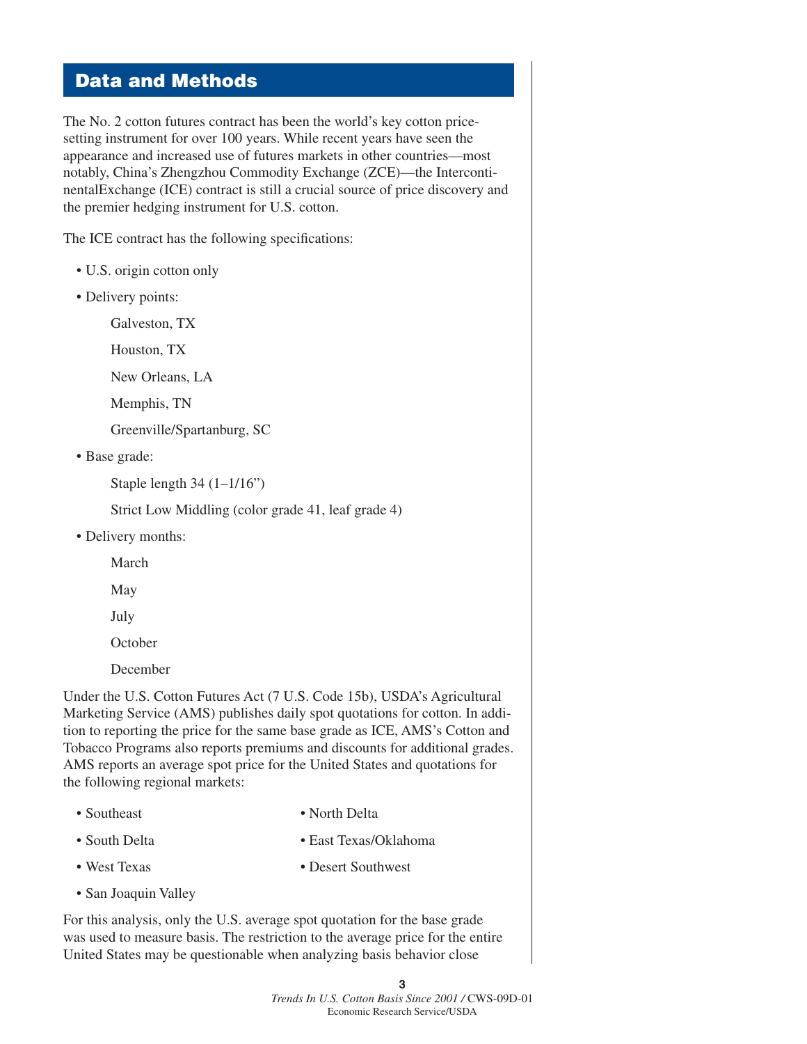## Data and Methods

The No. 2 cotton futures contract has been the world's key cotton price-setting instrument for over 100 years. While recent years have seen the appearance and increased use of futures markets in other countries—most notably, China's Zhengzhou Commodity Exchange (ZCE)—the IntercontinentalExchange (ICE) contract is still a crucial source of price discovery and the premier hedging instrument for U.S. cotton.

The ICE contract has the following specifications:

- U.S. origin cotton only
- Delivery points:
  - Galveston, TX
  - Houston, TX
  - New Orleans, LA
  - Memphis, TN
  - Greenville/Spartanburg, SC
- Base grade:
  - Staple length 34 (1–1/16")
  - Strict Low Middling (color grade 41, leaf grade 4)
- Delivery months:
  - March
  - May
  - July
  - October
  - December

Under the U.S. Cotton Futures Act (7 U.S. Code 15b), USDA's Agricultural Marketing Service (AMS) publishes daily spot quotations for cotton. In addition to reporting the price for the same base grade as ICE, AMS's Cotton and Tobacco Programs also reports premiums and discounts for additional grades. AMS reports an average spot price for the United States and quotations for the following regional markets:

- Southeast
- North Delta
- South Delta
- East Texas/Oklahoma
- West Texas
- Desert Southwest
- San Joaquin Valley

For this analysis, only the U.S. average spot quotation for the base grade was used to measure basis. The restriction to the average price for the entire United States may be questionable when analyzing basis behavior close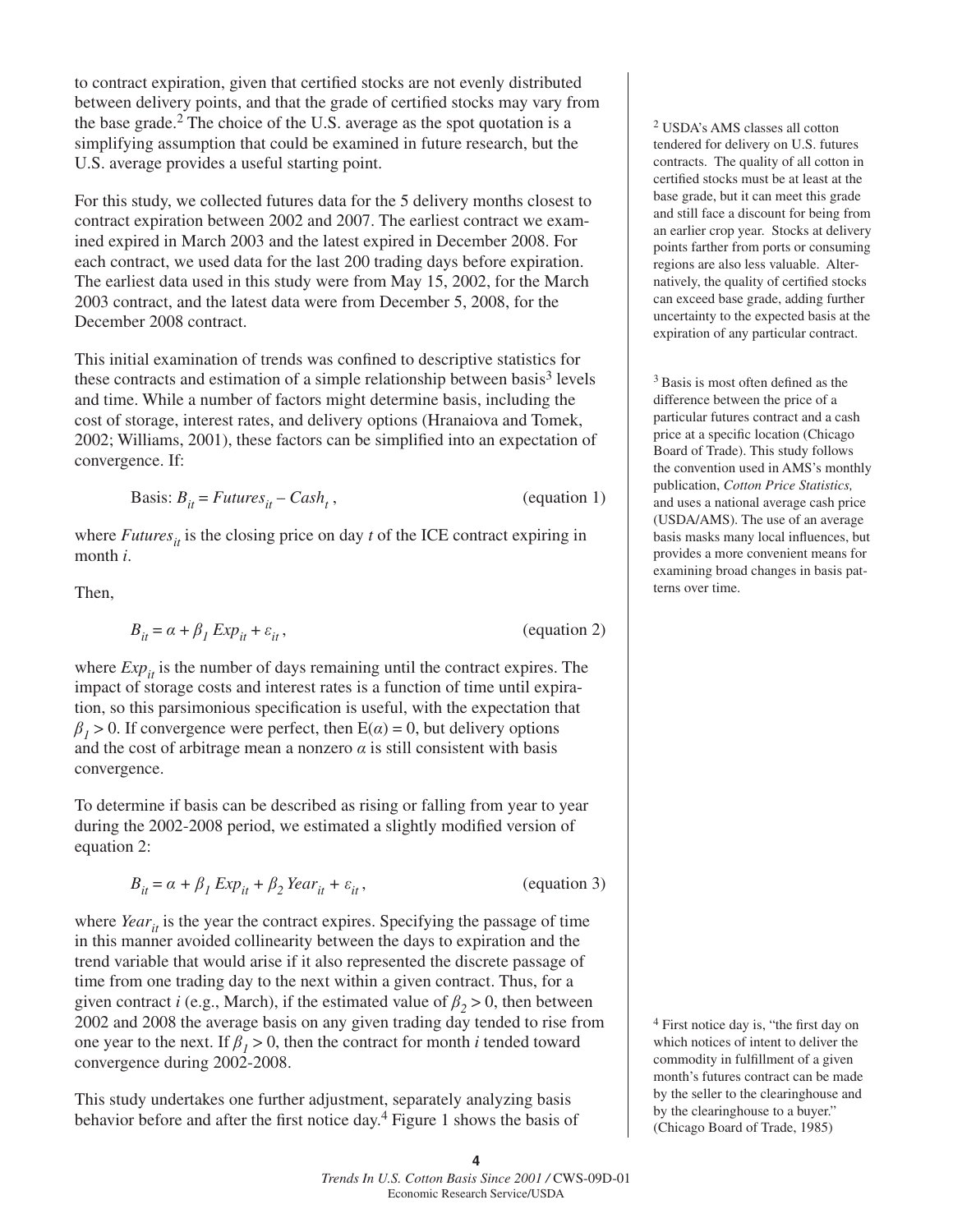to contract expiration, given that certified stocks are not evenly distributed between delivery points, and that the grade of certified stocks may vary from the base grade.[2] The choice of the U.S. average as the spot quotation is a simplifying assumption that could be examined in future research, but the U.S. average provides a useful starting point.

For this study, we collected futures data for the 5 delivery months closest to contract expiration between 2002 and 2007. The earliest contract we examined expired in March 2003 and the latest expired in December 2008. For each contract, we used data for the last 200 trading days before expiration. The earliest data used in this study were from May 15, 2002, for the March 2003 contract, and the latest data were from December 5, 2008, for the December 2008 contract.

This initial examination of trends was confined to descriptive statistics for these contracts and estimation of a simple relationship between basis[3] levels and time. While a number of factors might determine basis, including the cost of storage, interest rates, and delivery options (Hranaiova and Tomek, 2002; Williams, 2001), these factors can be simplified into an expectation of convergence. If:

$$\text{Basis: } B_{it} = Futures_{it} - Cash_t, \qquad \text{(equation 1)}$$

where $Futures_{it}$ is the closing price on day $t$ of the ICE contract expiring in month $i$.

Then,

$$B_{it} = \alpha + \beta_1 Exp_{it} + \varepsilon_{it}, \qquad \text{(equation 2)}$$

where $Exp_{it}$ is the number of days remaining until the contract expires. The impact of storage costs and interest rates is a function of time until expiration, so this parsimonious specification is useful, with the expectation that $\beta_1 > 0$. If convergence were perfect, then $E(\alpha) = 0$, but delivery options and the cost of arbitrage mean a nonzero $\alpha$ is still consistent with basis convergence.

To determine if basis can be described as rising or falling from year to year during the 2002-2008 period, we estimated a slightly modified version of equation 2:

$$B_{it} = \alpha + \beta_1 Exp_{it} + \beta_2 Year_{it} + \varepsilon_{it}, \qquad \text{(equation 3)}$$

where $Year_{it}$ is the year the contract expires. Specifying the passage of time in this manner avoided collinearity between the days to expiration and the trend variable that would arise if it also represented the discrete passage of time from one trading day to the next within a given contract. Thus, for a given contract $i$ (e.g., March), if the estimated value of $\beta_2 > 0$, then between 2002 and 2008 the average basis on any given trading day tended to rise from one year to the next. If $\beta_1 > 0$, then the contract for month $i$ tended toward convergence during 2002-2008.

This study undertakes one further adjustment, separately analyzing basis behavior before and after the first notice day.[4] Figure 1 shows the basis of

[2] USDA's AMS classes all cotton tendered for delivery on U.S. futures contracts. The quality of all cotton in certified stocks must be at least at the base grade, but it can meet this grade and still face a discount for being from an earlier crop year. Stocks at delivery points farther from ports or consuming regions are also less valuable. Alternatively, the quality of certified stocks can exceed base grade, adding further uncertainty to the expected basis at the expiration of any particular contract.

[3] Basis is most often defined as the difference between the price of a particular futures contract and a cash price at a specific location (Chicago Board of Trade). This study follows the convention used in AMS's monthly publication, *Cotton Price Statistics,* and uses a national average cash price (USDA/AMS). The use of an average basis masks many local influences, but provides a more convenient means for examining broad changes in basis patterns over time.

[4] First notice day is, "the first day on which notices of intent to deliver the commodity in fulfillment of a given month's futures contract can be made by the seller to the clearinghouse and by the clearinghouse to a buyer." (Chicago Board of Trade, 1985)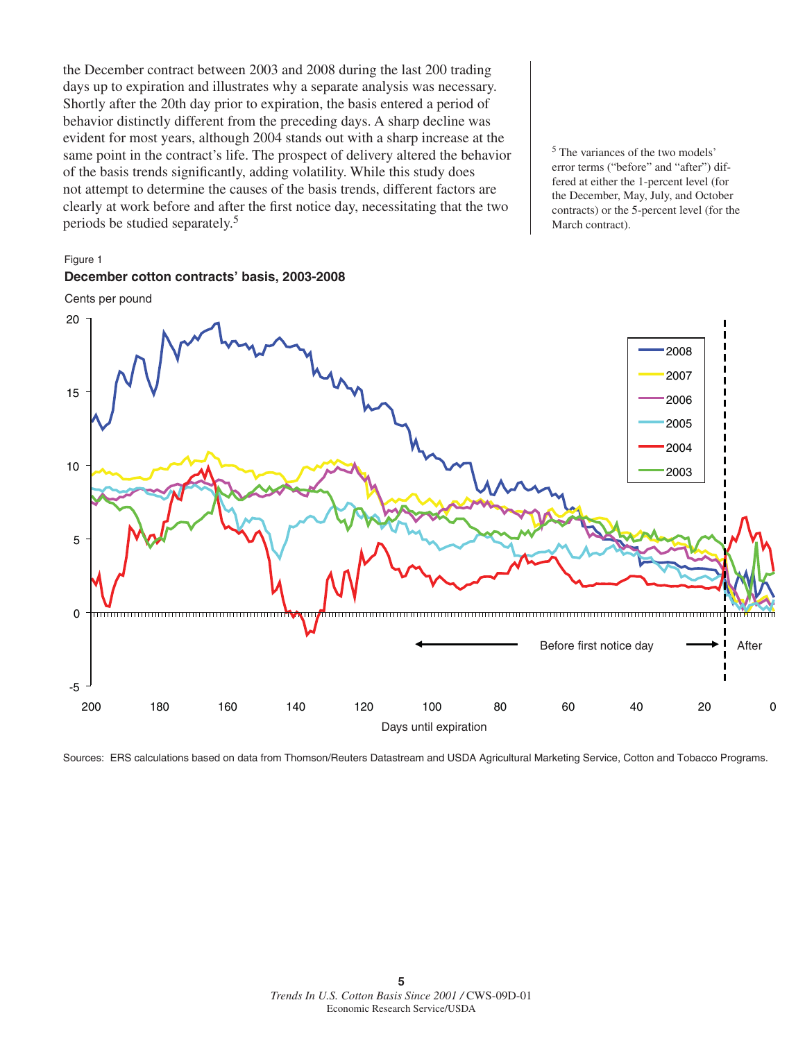the December contract between 2003 and 2008 during the last 200 trading days up to expiration and illustrates why a separate analysis was necessary. Shortly after the 20th day prior to expiration, the basis entered a period of behavior distinctly different from the preceding days. A sharp decline was evident for most years, although 2004 stands out with a sharp increase at the same point in the contract's life. The prospect of delivery altered the behavior of the basis trends significantly, adding volatility. While this study does not attempt to determine the causes of the basis trends, different factors are clearly at work before and after the first notice day, necessitating that the two periods be studied separately.[5]

[5] The variances of the two models' error terms ("before" and "after") differed at either the 1-percent level (for the December, May, July, and October contracts) or the 5-percent level (for the March contract).

Figure 1

**December cotton contracts' basis, 2003-2008**

Cents per pound

Sources: ERS calculations based on data from Thomson/Reuters Datastream and USDA Agricultural Marketing Service, Cotton and Tobacco Programs.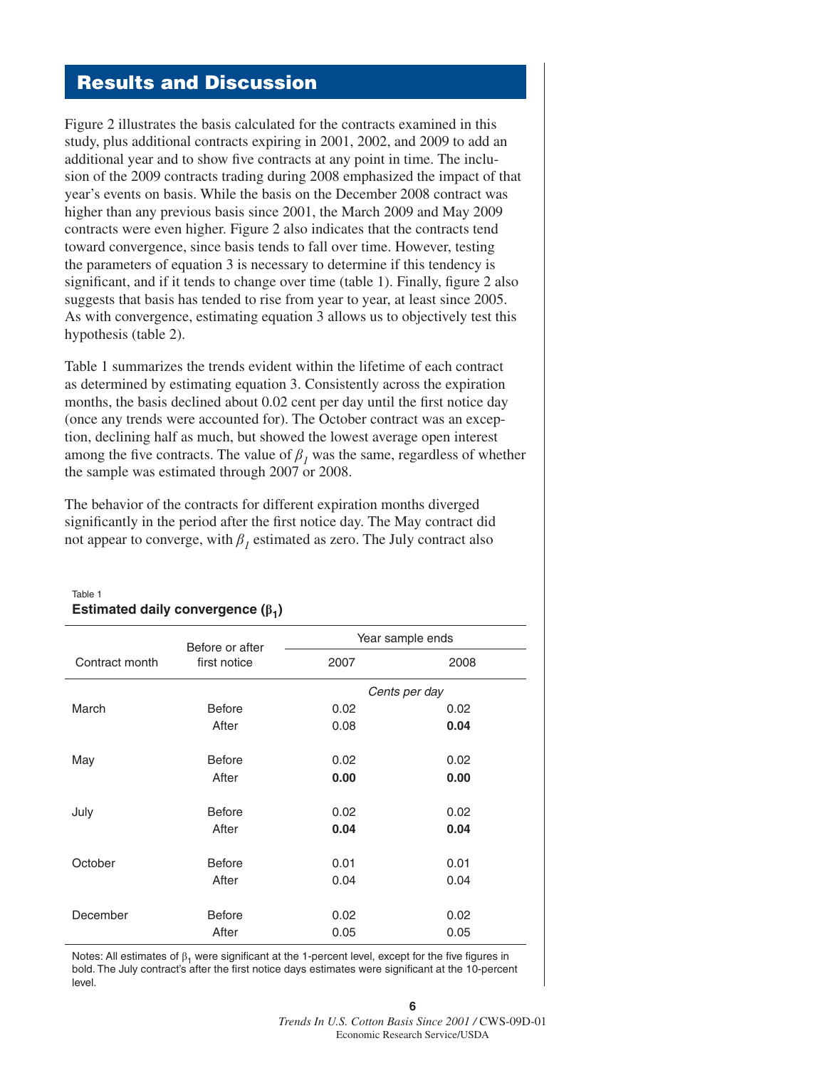## Results and Discussion

Figure 2 illustrates the basis calculated for the contracts examined in this study, plus additional contracts expiring in 2001, 2002, and 2009 to add an additional year and to show five contracts at any point in time. The inclusion of the 2009 contracts trading during 2008 emphasized the impact of that year's events on basis. While the basis on the December 2008 contract was higher than any previous basis since 2001, the March 2009 and May 2009 contracts were even higher. Figure 2 also indicates that the contracts tend toward convergence, since basis tends to fall over time. However, testing the parameters of equation 3 is necessary to determine if this tendency is significant, and if it tends to change over time (table 1). Finally, figure 2 also suggests that basis has tended to rise from year to year, at least since 2005. As with convergence, estimating equation 3 allows us to objectively test this hypothesis (table 2).

Table 1 summarizes the trends evident within the lifetime of each contract as determined by estimating equation 3. Consistently across the expiration months, the basis declined about 0.02 cent per day until the first notice day (once any trends were accounted for). The October contract was an exception, declining half as much, but showed the lowest average open interest among the five contracts. The value of $\beta_1$ was the same, regardless of whether the sample was estimated through 2007 or 2008.

The behavior of the contracts for different expiration months diverged significantly in the period after the first notice day. The May contract did not appear to converge, with $\beta_1$ estimated as zero. The July contract also

Table 1

**Estimated daily convergence ($\beta_1$)**

| Contract month | Before or after first notice | Year sample ends | |
|---|---|---|---|
| | | 2007 | 2008 |
| | | *Cents per day* | |
| March | Before | 0.02 | 0.02 |
| | After | 0.08 | **0.04** |
| May | Before | 0.02 | 0.02 |
| | After | **0.00** | **0.00** |
| July | Before | 0.02 | 0.02 |
| | After | **0.04** | **0.04** |
| October | Before | 0.01 | 0.01 |
| | After | 0.04 | 0.04 |
| December | Before | 0.02 | 0.02 |
| | After | 0.05 | 0.05 |

Notes: All estimates of $\beta_1$ were significant at the 1-percent level, except for the five figures in bold. The July contract's after the first notice days estimates were significant at the 10-percent level.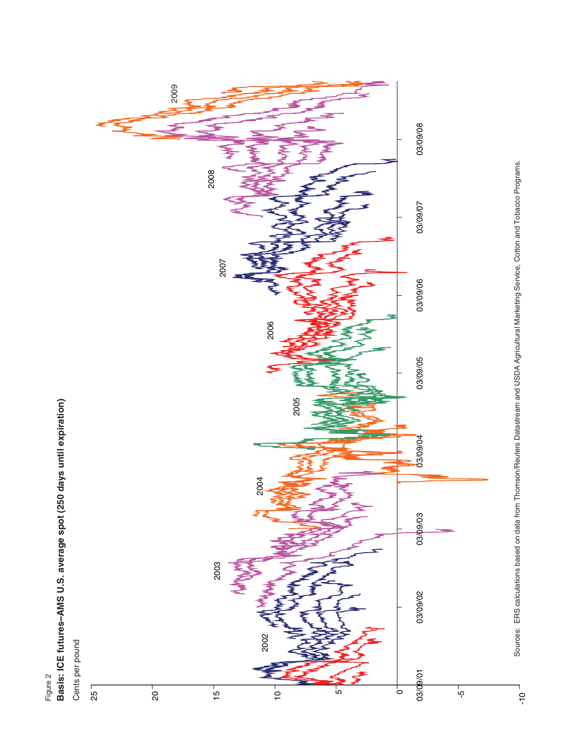Figure 2

**Basis: ICE futures–AMS U.S. average spot (250 days until expiration)**

Cents per pound

Sources: ERS calculations based on data from Thomson/Reuters Datastream and USDA Agricultural Marketing Service, Cotton and Tobacco Programs.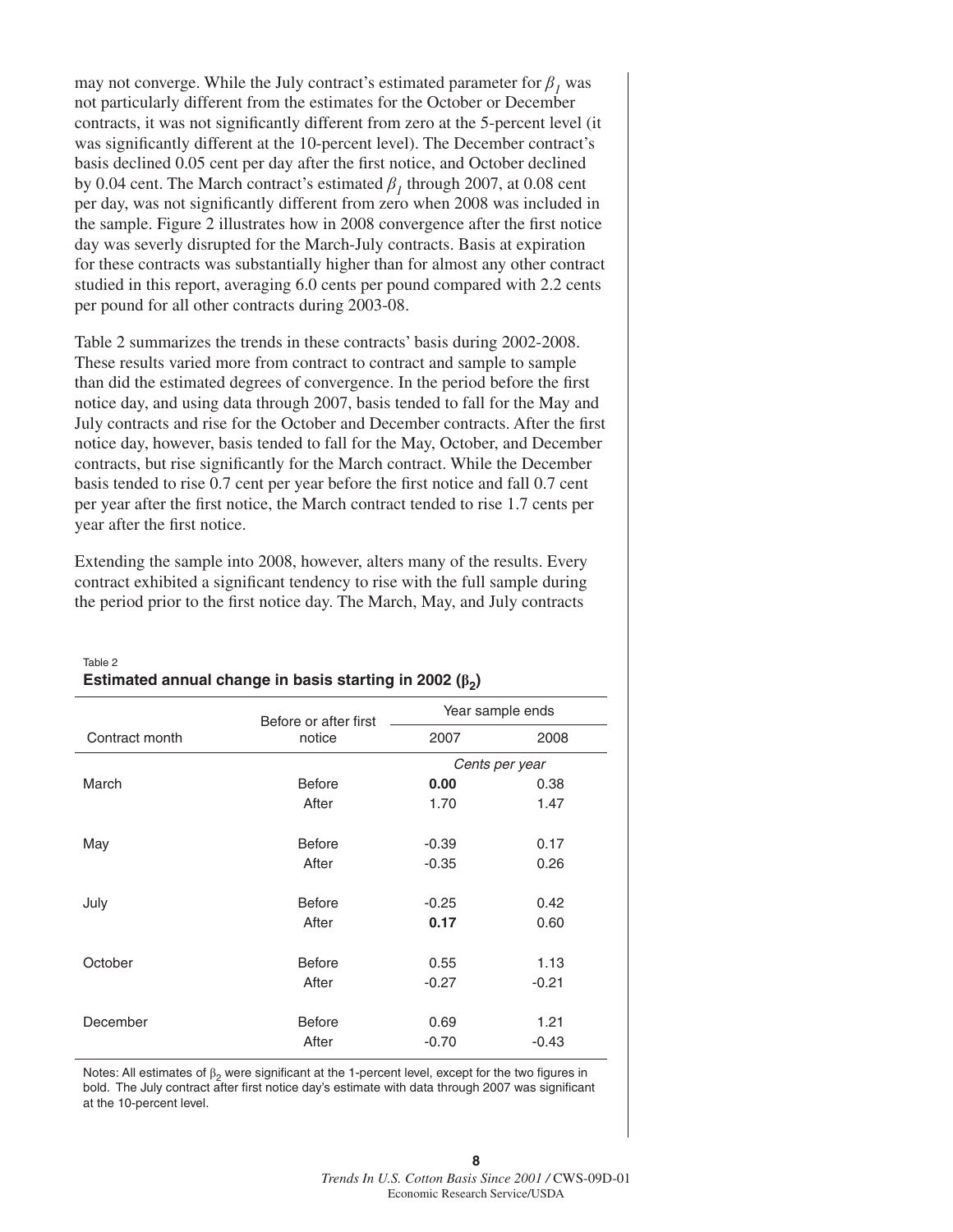may not converge. While the July contract's estimated parameter for $\beta_1$ was not particularly different from the estimates for the October or December contracts, it was not significantly different from zero at the 5-percent level (it was significantly different at the 10-percent level). The December contract's basis declined 0.05 cent per day after the first notice, and October declined by 0.04 cent. The March contract's estimated $\beta_1$ through 2007, at 0.08 cent per day, was not significantly different from zero when 2008 was included in the sample. Figure 2 illustrates how in 2008 convergence after the first notice day was severly disrupted for the March-July contracts. Basis at expiration for these contracts was substantially higher than for almost any other contract studied in this report, averaging 6.0 cents per pound compared with 2.2 cents per pound for all other contracts during 2003-08.

Table 2 summarizes the trends in these contracts' basis during 2002-2008. These results varied more from contract to contract and sample to sample than did the estimated degrees of convergence. In the period before the first notice day, and using data through 2007, basis tended to fall for the May and July contracts and rise for the October and December contracts. After the first notice day, however, basis tended to fall for the May, October, and December contracts, but rise significantly for the March contract. While the December basis tended to rise 0.7 cent per year before the first notice and fall 0.7 cent per year after the first notice, the March contract tended to rise 1.7 cents per year after the first notice.

Extending the sample into 2008, however, alters many of the results. Every contract exhibited a significant tendency to rise with the full sample during the period prior to the first notice day. The March, May, and July contracts

Table 2
**Estimated annual change in basis starting in 2002 ($\beta_2$)**

| Contract month | Before or after first notice | Year sample ends | |
|---|---|---|---|
| | | 2007 | 2008 |
| | | *Cents per year* | |
| March | Before | **0.00** | 0.38 |
| | After | 1.70 | 1.47 |
| May | Before | -0.39 | 0.17 |
| | After | -0.35 | 0.26 |
| July | Before | -0.25 | 0.42 |
| | After | **0.17** | 0.60 |
| October | Before | 0.55 | 1.13 |
| | After | -0.27 | -0.21 |
| December | Before | 0.69 | 1.21 |
| | After | -0.70 | -0.43 |

Notes: All estimates of $\beta_2$ were significant at the 1-percent level, except for the two figures in bold. The July contract after first notice day's estimate with data through 2007 was significant at the 10-percent level.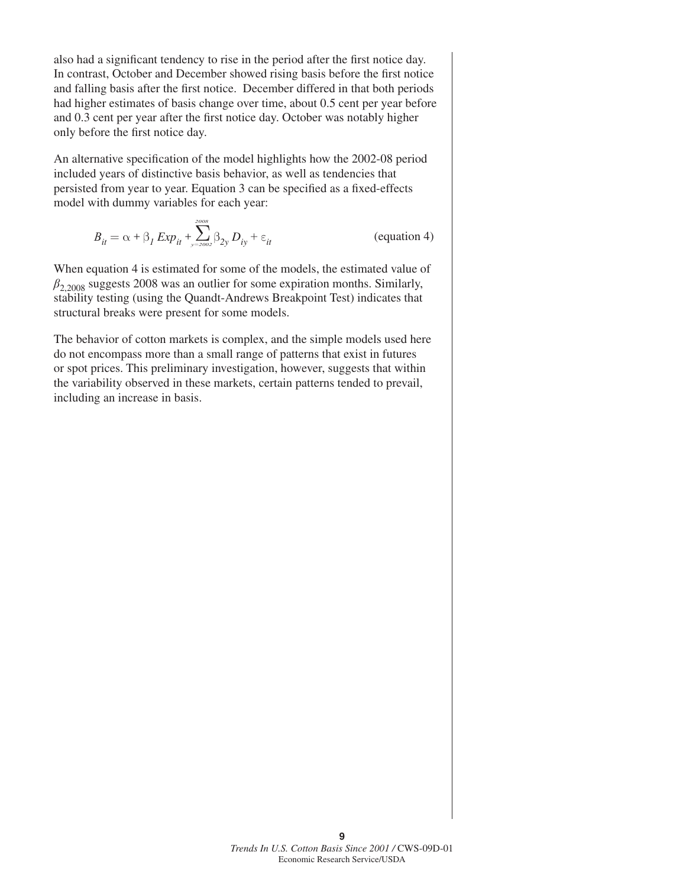also had a significant tendency to rise in the period after the first notice day. In contrast, October and December showed rising basis before the first notice and falling basis after the first notice. December differed in that both periods had higher estimates of basis change over time, about 0.5 cent per year before and 0.3 cent per year after the first notice day. October was notably higher only before the first notice day.

An alternative specification of the model highlights how the 2002-08 period included years of distinctive basis behavior, as well as tendencies that persisted from year to year. Equation 3 can be specified as a fixed-effects model with dummy variables for each year:

$$B_{it} = \alpha + \beta_1 Exp_{it} + \sum_{y=2002}^{2008} \beta_{2y} D_{iy} + \varepsilon_{it} \qquad \text{(equation 4)}$$

When equation 4 is estimated for some of the models, the estimated value of $\beta_{2,2008}$ suggests 2008 was an outlier for some expiration months. Similarly, stability testing (using the Quandt-Andrews Breakpoint Test) indicates that structural breaks were present for some models.

The behavior of cotton markets is complex, and the simple models used here do not encompass more than a small range of patterns that exist in futures or spot prices. This preliminary investigation, however, suggests that within the variability observed in these markets, certain patterns tended to prevail, including an increase in basis.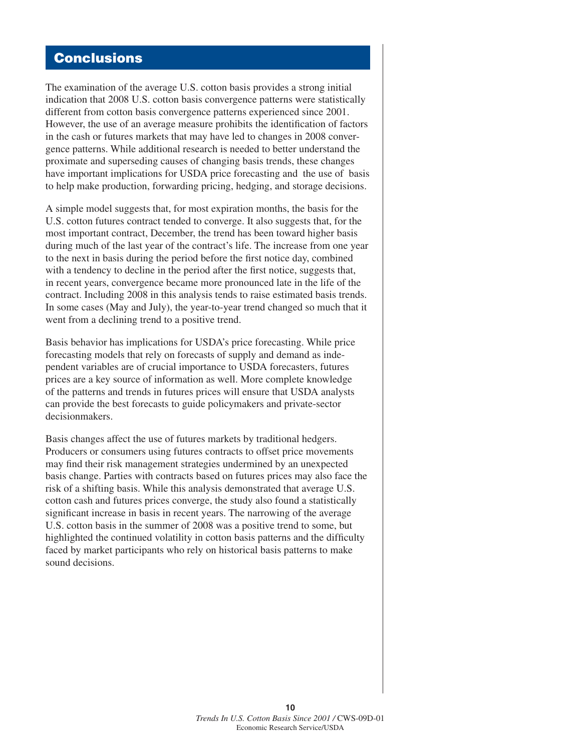# Conclusions

The examination of the average U.S. cotton basis provides a strong initial indication that 2008 U.S. cotton basis convergence patterns were statistically different from cotton basis convergence patterns experienced since 2001. However, the use of an average measure prohibits the identification of factors in the cash or futures markets that may have led to changes in 2008 convergence patterns. While additional research is needed to better understand the proximate and superseding causes of changing basis trends, these changes have important implications for USDA price forecasting and the use of basis to help make production, forwarding pricing, hedging, and storage decisions.

A simple model suggests that, for most expiration months, the basis for the U.S. cotton futures contract tended to converge. It also suggests that, for the most important contract, December, the trend has been toward higher basis during much of the last year of the contract's life. The increase from one year to the next in basis during the period before the first notice day, combined with a tendency to decline in the period after the first notice, suggests that, in recent years, convergence became more pronounced late in the life of the contract. Including 2008 in this analysis tends to raise estimated basis trends. In some cases (May and July), the year-to-year trend changed so much that it went from a declining trend to a positive trend.

Basis behavior has implications for USDA's price forecasting. While price forecasting models that rely on forecasts of supply and demand as independent variables are of crucial importance to USDA forecasters, futures prices are a key source of information as well. More complete knowledge of the patterns and trends in futures prices will ensure that USDA analysts can provide the best forecasts to guide policymakers and private-sector decisionmakers.

Basis changes affect the use of futures markets by traditional hedgers. Producers or consumers using futures contracts to offset price movements may find their risk management strategies undermined by an unexpected basis change. Parties with contracts based on futures prices may also face the risk of a shifting basis. While this analysis demonstrated that average U.S. cotton cash and futures prices converge, the study also found a statistically significant increase in basis in recent years. The narrowing of the average U.S. cotton basis in the summer of 2008 was a positive trend to some, but highlighted the continued volatility in cotton basis patterns and the difficulty faced by market participants who rely on historical basis patterns to make sound decisions.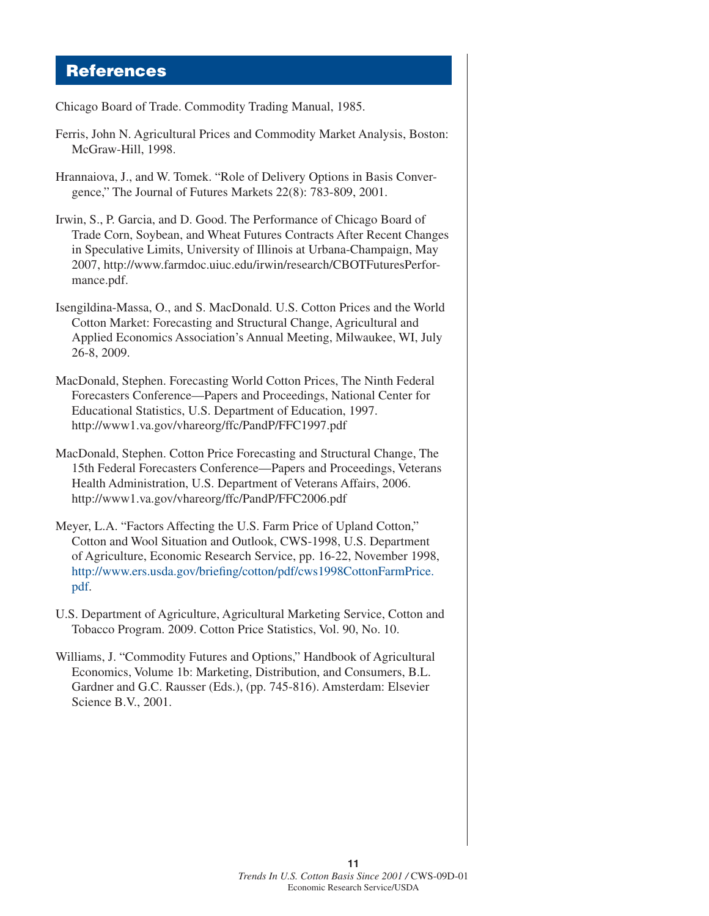# References

Chicago Board of Trade. Commodity Trading Manual, 1985.

Ferris, John N. Agricultural Prices and Commodity Market Analysis, Boston: McGraw-Hill, 1998.

Hrannaiova, J., and W. Tomek. "Role of Delivery Options in Basis Convergence," The Journal of Futures Markets 22(8): 783-809, 2001.

Irwin, S., P. Garcia, and D. Good. The Performance of Chicago Board of Trade Corn, Soybean, and Wheat Futures Contracts After Recent Changes in Speculative Limits, University of Illinois at Urbana-Champaign, May 2007, http://www.farmdoc.uiuc.edu/irwin/research/CBOTFuturesPerformance.pdf.

Isengildina-Massa, O., and S. MacDonald. U.S. Cotton Prices and the World Cotton Market: Forecasting and Structural Change, Agricultural and Applied Economics Association's Annual Meeting, Milwaukee, WI, July 26-8, 2009.

MacDonald, Stephen. Forecasting World Cotton Prices, The Ninth Federal Forecasters Conference—Papers and Proceedings, National Center for Educational Statistics, U.S. Department of Education, 1997. http://www1.va.gov/vhareorg/ffc/PandP/FFC1997.pdf

MacDonald, Stephen. Cotton Price Forecasting and Structural Change, The 15th Federal Forecasters Conference—Papers and Proceedings, Veterans Health Administration, U.S. Department of Veterans Affairs, 2006. http://www1.va.gov/vhareorg/ffc/PandP/FFC2006.pdf

Meyer, L.A. "Factors Affecting the U.S. Farm Price of Upland Cotton," Cotton and Wool Situation and Outlook, CWS-1998, U.S. Department of Agriculture, Economic Research Service, pp. 16-22, November 1998, http://www.ers.usda.gov/briefing/cotton/pdf/cws1998CottonFarmPrice.pdf.

U.S. Department of Agriculture, Agricultural Marketing Service, Cotton and Tobacco Program. 2009. Cotton Price Statistics, Vol. 90, No. 10.

Williams, J. "Commodity Futures and Options," Handbook of Agricultural Economics, Volume 1b: Marketing, Distribution, and Consumers, B.L. Gardner and G.C. Rausser (Eds.), (pp. 745-816). Amsterdam: Elsevier Science B.V., 2001.